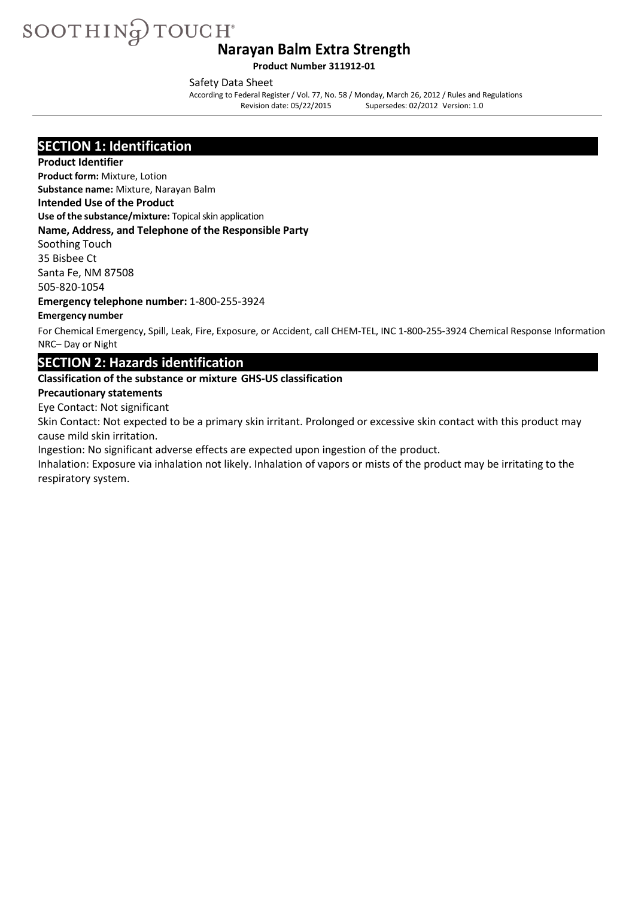SOOTHING TOUCH®

# Narayan Balm Extra Strength

**Product Number 311912-01**

Safety Data Sheet

According to Federal Register / Vol. 77, No. 58 / Monday, March 26, 2012 / Rules and Regulations
Revision date: 05/22/2015 Supersedes: 02/2012 Version: 1.0

## SECTION 1: Identification

**Product Identifier**

**Product form:** Mixture, Lotion

**Substance name:** Mixture, Narayan Balm

**Intended Use of the Product**

**Use of the substance/mixture:** Topical skin application

**Name, Address, and Telephone of the Responsible Party**

Soothing Touch
35 Bisbee Ct
Santa Fe, NM 87508
505-820-1054

**Emergency telephone number:** 1-800-255-3924

**Emergency number**

For Chemical Emergency, Spill, Leak, Fire, Exposure, or Accident, call CHEM-TEL, INC 1-800-255-3924 Chemical Response Information NRC– Day or Night

## SECTION 2: Hazards identification

**Classification of the substance or mixture GHS-US classification**

**Precautionary statements**

Eye Contact: Not significant

Skin Contact: Not expected to be a primary skin irritant. Prolonged or excessive skin contact with this product may cause mild skin irritation.

Ingestion: No significant adverse effects are expected upon ingestion of the product.

Inhalation: Exposure via inhalation not likely. Inhalation of vapors or mists of the product may be irritating to the respiratory system.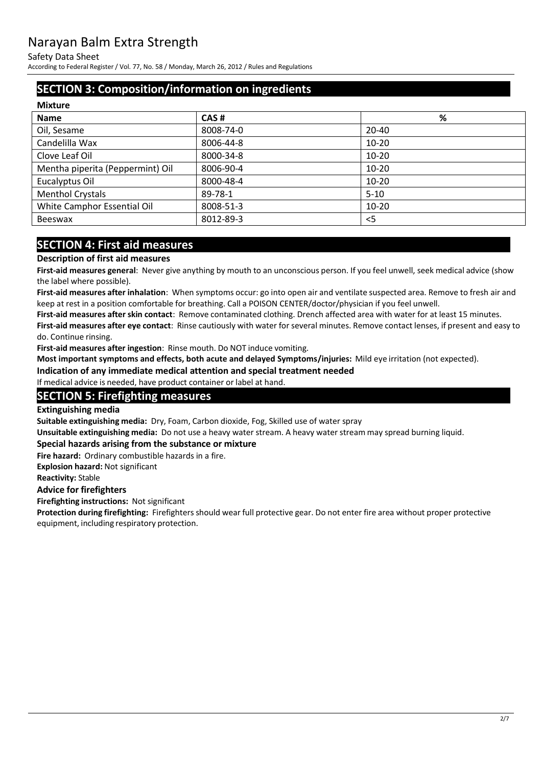## SECTION 3: Composition/information on ingredients

**Mixture**

| Name | CAS # | % |
|---|---|---|
| Oil, Sesame | 8008-74-0 | 20-40 |
| Candelilla Wax | 8006-44-8 | 10-20 |
| Clove Leaf Oil | 8000-34-8 | 10-20 |
| Mentha piperita (Peppermint) Oil | 8006-90-4 | 10-20 |
| Eucalyptus Oil | 8000-48-4 | 10-20 |
| Menthol Crystals | 89-78-1 | 5-10 |
| White Camphor Essential Oil | 8008-51-3 | 10-20 |
| Beeswax | 8012-89-3 | <5 |

## SECTION 4: First aid measures

### Description of first aid measures

**First-aid measures general**: Never give anything by mouth to an unconscious person. If you feel unwell, seek medical advice (show the label where possible).

**First-aid measures after inhalation**: When symptoms occur: go into open air and ventilate suspected area. Remove to fresh air and keep at rest in a position comfortable for breathing. Call a POISON CENTER/doctor/physician if you feel unwell.

**First-aid measures after skin contact**: Remove contaminated clothing. Drench affected area with water for at least 15 minutes.

**First-aid measures after eye contact**: Rinse cautiously with water for several minutes. Remove contact lenses, if present and easy to do. Continue rinsing.

**First-aid measures after ingestion**: Rinse mouth. Do NOT induce vomiting.

**Most important symptoms and effects, both acute and delayed Symptoms/injuries:** Mild eye irritation (not expected).

### Indication of any immediate medical attention and special treatment needed

If medical advice is needed, have product container or label at hand.

## SECTION 5: Firefighting measures

### Extinguishing media

**Suitable extinguishing media:** Dry, Foam, Carbon dioxide, Fog, Skilled use of water spray

**Unsuitable extinguishing media:** Do not use a heavy water stream. A heavy water stream may spread burning liquid.

### Special hazards arising from the substance or mixture

**Fire hazard:** Ordinary combustible hazards in a fire.

**Explosion hazard:** Not significant

**Reactivity:** Stable

### Advice for firefighters

**Firefighting instructions:** Not significant

**Protection during firefighting:** Firefighters should wear full protective gear. Do not enter fire area without proper protective equipment, including respiratory protection.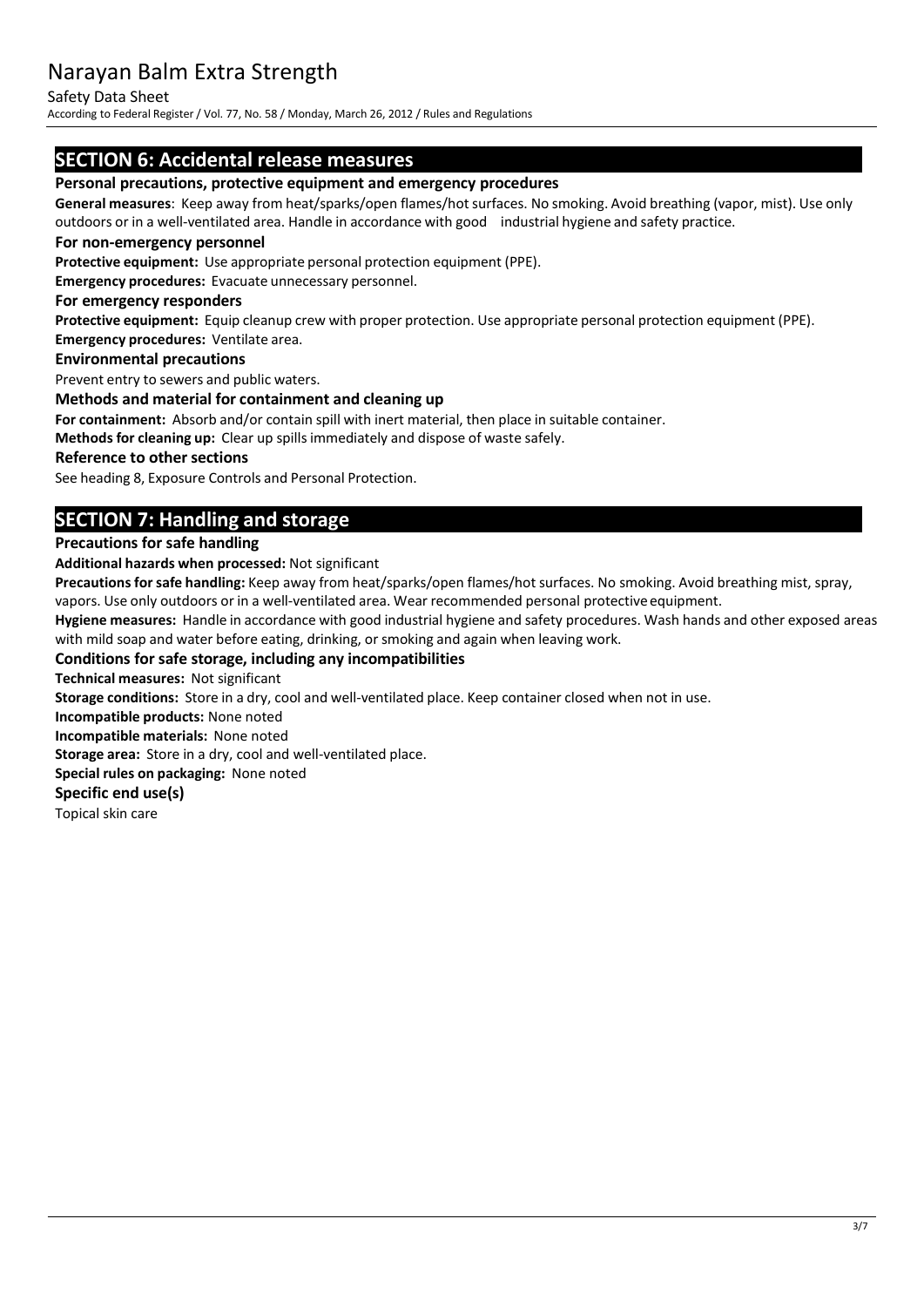## SECTION 6: Accidental release measures

### Personal precautions, protective equipment and emergency procedures

**General measures**: Keep away from heat/sparks/open flames/hot surfaces. No smoking. Avoid breathing (vapor, mist). Use only outdoors or in a well-ventilated area. Handle in accordance with good industrial hygiene and safety practice.

### For non-emergency personnel

**Protective equipment:** Use appropriate personal protection equipment (PPE).

**Emergency procedures:** Evacuate unnecessary personnel.

### For emergency responders

**Protective equipment:** Equip cleanup crew with proper protection. Use appropriate personal protection equipment (PPE).

**Emergency procedures:** Ventilate area.

### Environmental precautions

Prevent entry to sewers and public waters.

### Methods and material for containment and cleaning up

**For containment:** Absorb and/or contain spill with inert material, then place in suitable container.

**Methods for cleaning up:** Clear up spills immediately and dispose of waste safely.

### Reference to other sections

See heading 8, Exposure Controls and Personal Protection.

## SECTION 7: Handling and storage

### Precautions for safe handling

**Additional hazards when processed:** Not significant

**Precautions for safe handling:** Keep away from heat/sparks/open flames/hot surfaces. No smoking. Avoid breathing mist, spray, vapors. Use only outdoors or in a well-ventilated area. Wear recommended personal protective equipment.

**Hygiene measures:** Handle in accordance with good industrial hygiene and safety procedures. Wash hands and other exposed areas with mild soap and water before eating, drinking, or smoking and again when leaving work.

### Conditions for safe storage, including any incompatibilities

**Technical measures:** Not significant

**Storage conditions:** Store in a dry, cool and well-ventilated place. Keep container closed when not in use.

**Incompatible products:** None noted

**Incompatible materials:** None noted

**Storage area:** Store in a dry, cool and well-ventilated place.

**Special rules on packaging:** None noted

### Specific end use(s)

Topical skin care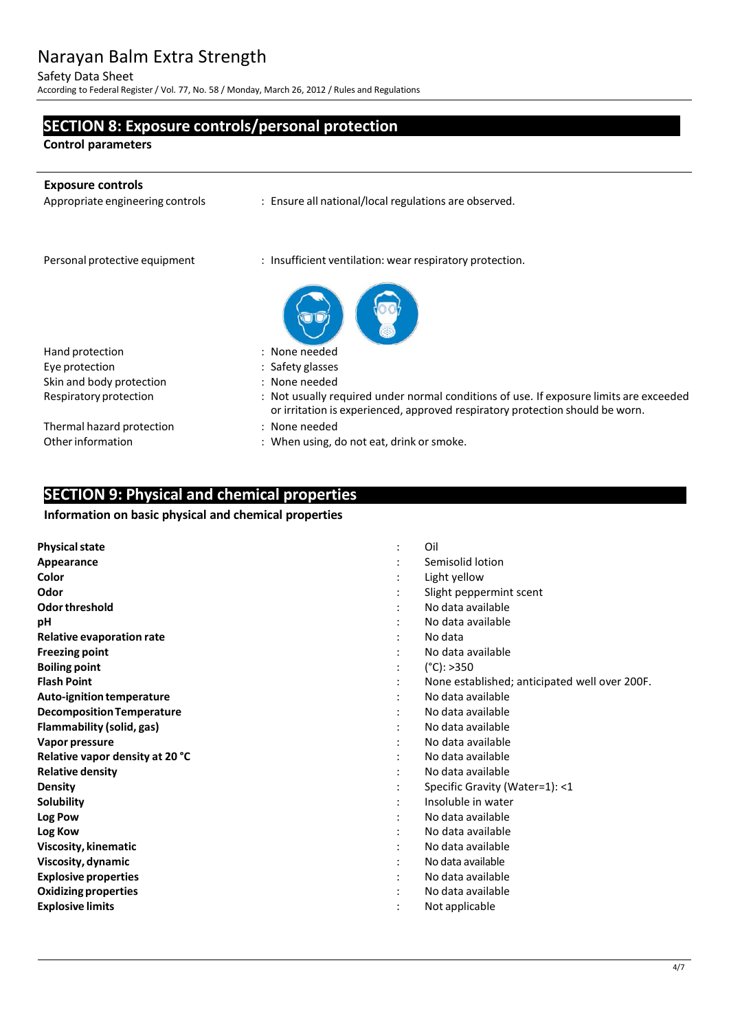## SECTION 8: Exposure controls/personal protection

**Control parameters**

**Exposure controls**

Appropriate engineering controls : Ensure all national/local regulations are observed.

Personal protective equipment : Insufficient ventilation: wear respiratory protection.

| | |
|---|---|
| Hand protection | : None needed |
| Eye protection | : Safety glasses |
| Skin and body protection | : None needed |
| Respiratory protection | : Not usually required under normal conditions of use. If exposure limits are exceeded or irritation is experienced, approved respiratory protection should be worn. |
| Thermal hazard protection | : None needed |
| Other information | : When using, do not eat, drink or smoke. |

## SECTION 9: Physical and chemical properties

**Information on basic physical and chemical properties**

| | |
|---|---|
| **Physical state** | : Oil |
| **Appearance** | : Semisolid lotion |
| **Color** | : Light yellow |
| **Odor** | : Slight peppermint scent |
| **Odor threshold** | : No data available |
| **pH** | : No data available |
| **Relative evaporation rate** | : No data |
| **Freezing point** | : No data available |
| **Boiling point** | : (°C): >350 |
| **Flash Point** | : None established; anticipated well over 200F. |
| **Auto-ignition temperature** | : No data available |
| **Decomposition Temperature** | : No data available |
| **Flammability (solid, gas)** | : No data available |
| **Vapor pressure** | : No data available |
| **Relative vapor density at 20 °C** | : No data available |
| **Relative density** | : No data available |
| **Density** | : Specific Gravity (Water=1): <1 |
| **Solubility** | : Insoluble in water |
| **Log Pow** | : No data available |
| **Log Kow** | : No data available |
| **Viscosity, kinematic** | : No data available |
| **Viscosity, dynamic** | : No data available |
| **Explosive properties** | : No data available |
| **Oxidizing properties** | : No data available |
| **Explosive limits** | : Not applicable |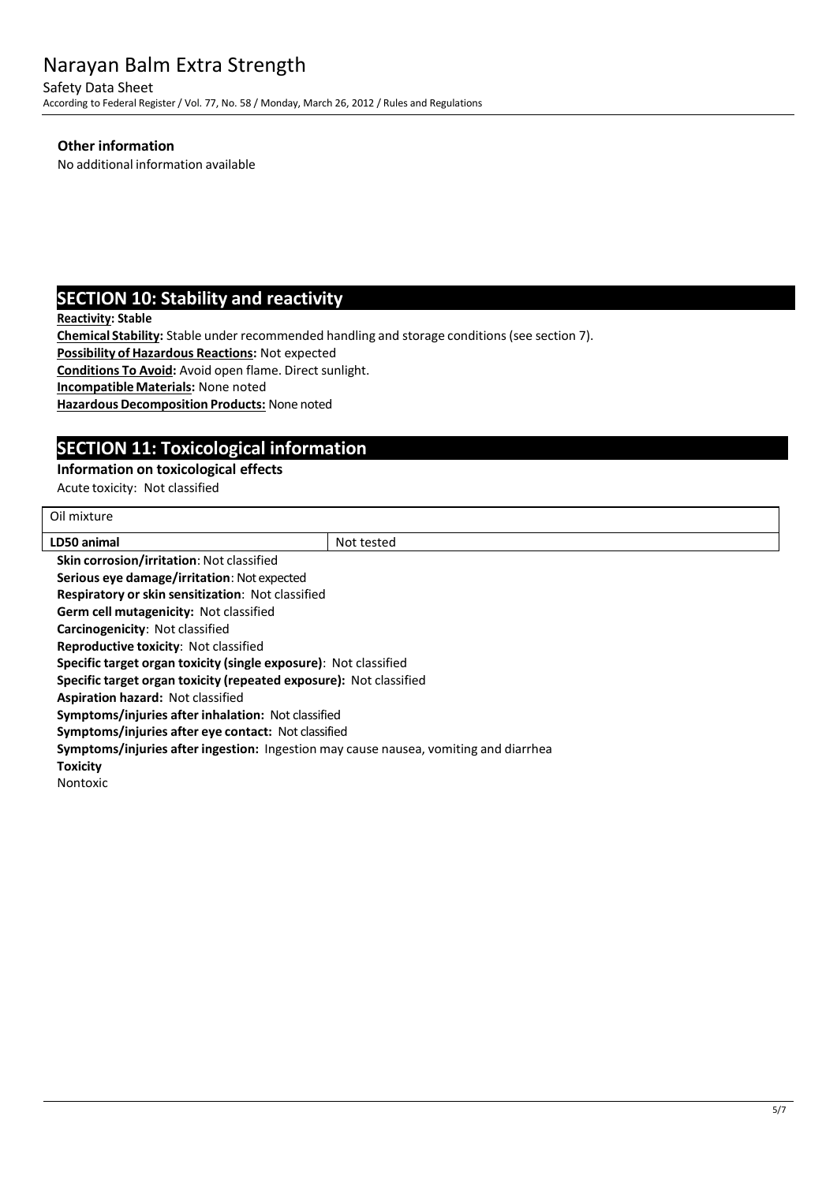### Other information

No additional information available

## SECTION 10: Stability and reactivity

**Reactivity: Stable**

**Chemical Stability:** Stable under recommended handling and storage conditions (see section 7).

**Possibility of Hazardous Reactions:** Not expected

**Conditions To Avoid:** Avoid open flame. Direct sunlight.

**Incompatible Materials:** None noted

**Hazardous Decomposition Products:** None noted

## SECTION 11: Toxicological information

### Information on toxicological effects

Acute toxicity: Not classified

| Oil mixture | |
|---|---|
| **LD50 animal** | Not tested |

**Skin corrosion/irritation**: Not classified

**Serious eye damage/irritation**: Not expected

**Respiratory or skin sensitization**: Not classified

**Germ cell mutagenicity:** Not classified

**Carcinogenicity**: Not classified

**Reproductive toxicity**: Not classified

**Specific target organ toxicity (single exposure)**: Not classified

**Specific target organ toxicity (repeated exposure):** Not classified

**Aspiration hazard:** Not classified

**Symptoms/injuries after inhalation:** Not classified

**Symptoms/injuries after eye contact:** Not classified

**Symptoms/injuries after ingestion:** Ingestion may cause nausea, vomiting and diarrhea

**Toxicity**

Nontoxic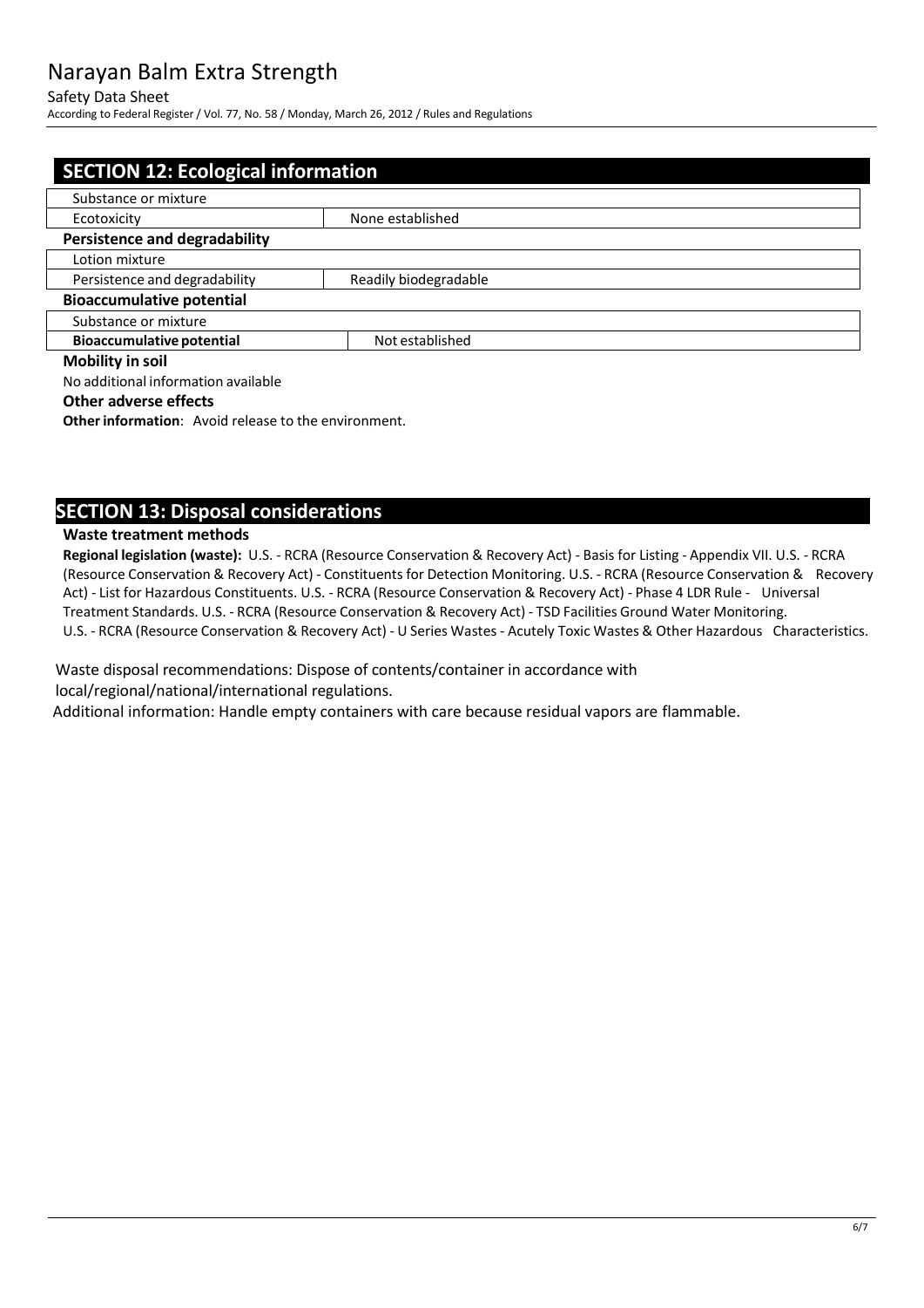## SECTION 12: Ecological information

| Substance or mixture | |
|---|---|
| Ecotoxicity | None established |

**Persistence and degradability**

| Lotion mixture | |
|---|---|
| Persistence and degradability | Readily biodegradable |

**Bioaccumulative potential**

| Substance or mixture | |
|---|---|
| **Bioaccumulative potential** | Not established |

**Mobility in soil**

No additional information available

**Other adverse effects**

**Other information**: Avoid release to the environment.

## SECTION 13: Disposal considerations

**Waste treatment methods**

**Regional legislation (waste):** U.S. - RCRA (Resource Conservation & Recovery Act) - Basis for Listing - Appendix VII. U.S. - RCRA (Resource Conservation & Recovery Act) - Constituents for Detection Monitoring. U.S. - RCRA (Resource Conservation & Recovery Act) - List for Hazardous Constituents. U.S. - RCRA (Resource Conservation & Recovery Act) - Phase 4 LDR Rule - Universal Treatment Standards. U.S. - RCRA (Resource Conservation & Recovery Act) - TSD Facilities Ground Water Monitoring. U.S. - RCRA (Resource Conservation & Recovery Act) - U Series Wastes - Acutely Toxic Wastes & Other Hazardous Characteristics.

Waste disposal recommendations: Dispose of contents/container in accordance with local/regional/national/international regulations.

Additional information: Handle empty containers with care because residual vapors are flammable.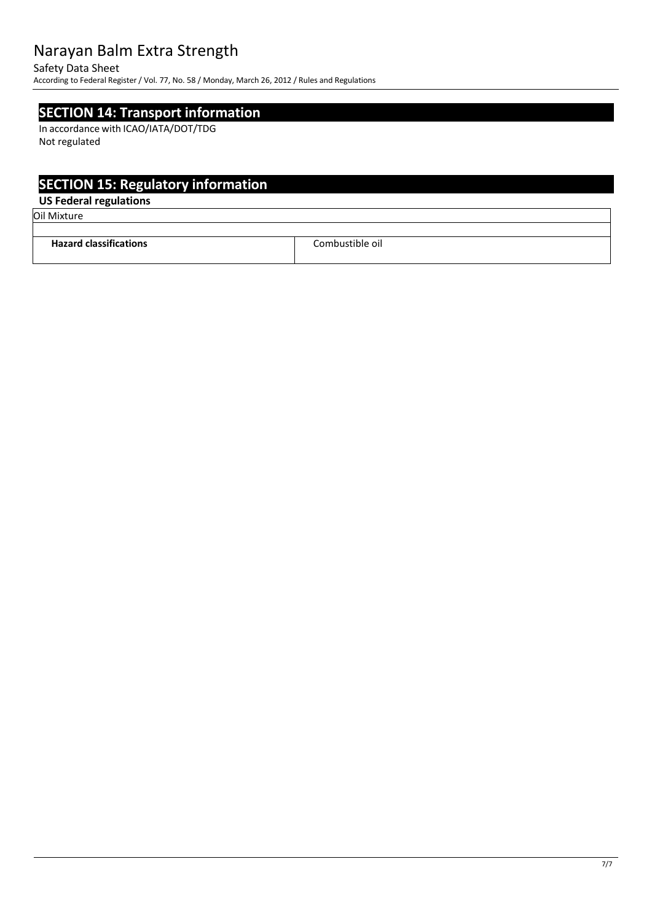## SECTION 14: Transport information

In accordance with ICAO/IATA/DOT/TDG

Not regulated

## SECTION 15: Regulatory information

### US Federal regulations

| Oil Mixture | |
|---|---|
| **Hazard classifications** | Combustible oil |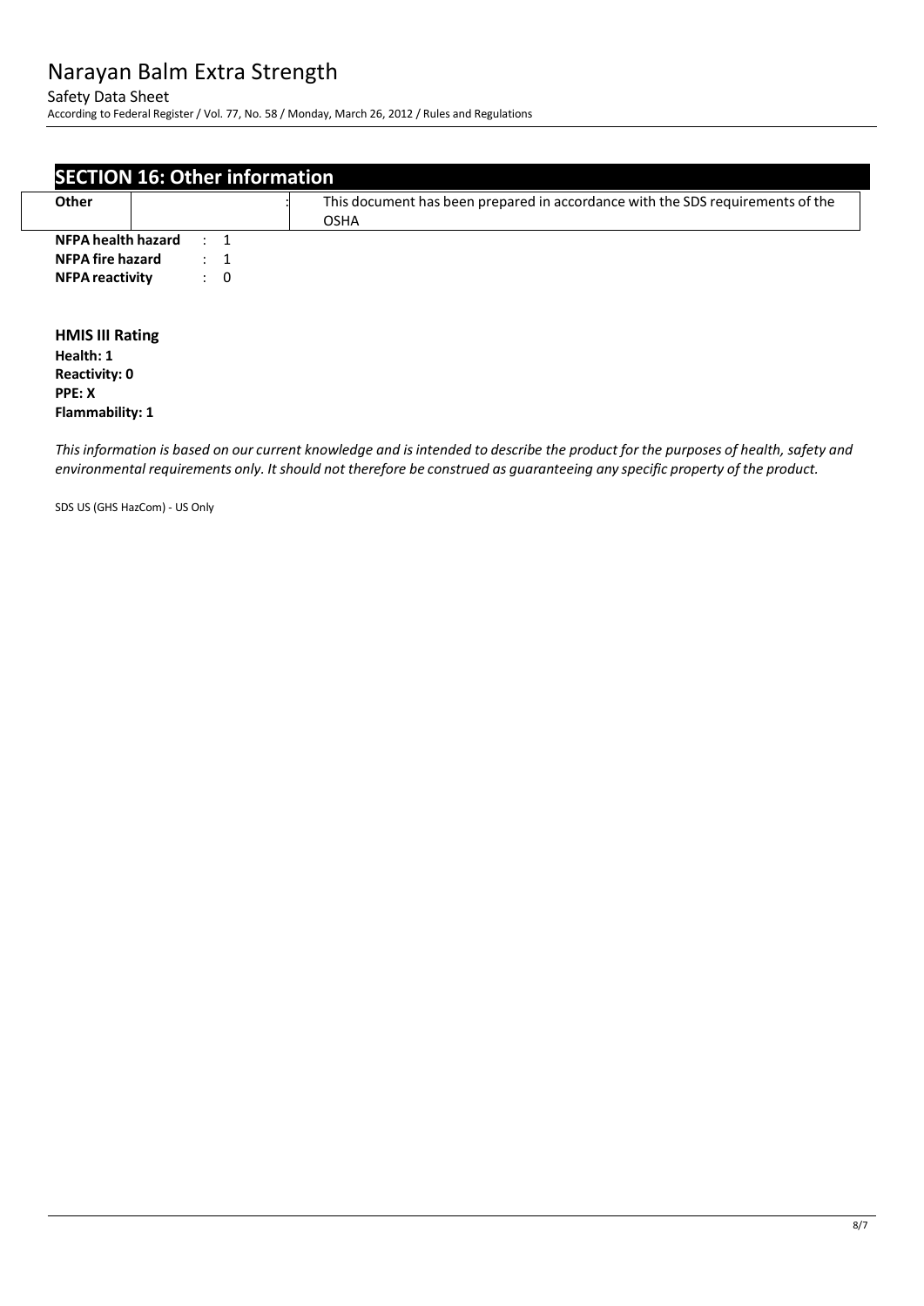## SECTION 16: Other information

| | |
|---|---|
| **Other** | This document has been prepared in accordance with the SDS requirements of the OSHA |

**NFPA health hazard** : 1
**NFPA fire hazard** : 1
**NFPA reactivity** : 0

**HMIS III Rating**
**Health: 1**
**Reactivity: 0**
**PPE: X**
**Flammability: 1**

*This information is based on our current knowledge and is intended to describe the product for the purposes of health, safety and environmental requirements only. It should not therefore be construed as guaranteeing any specific property of the product.*

SDS US (GHS HazCom) - US Only